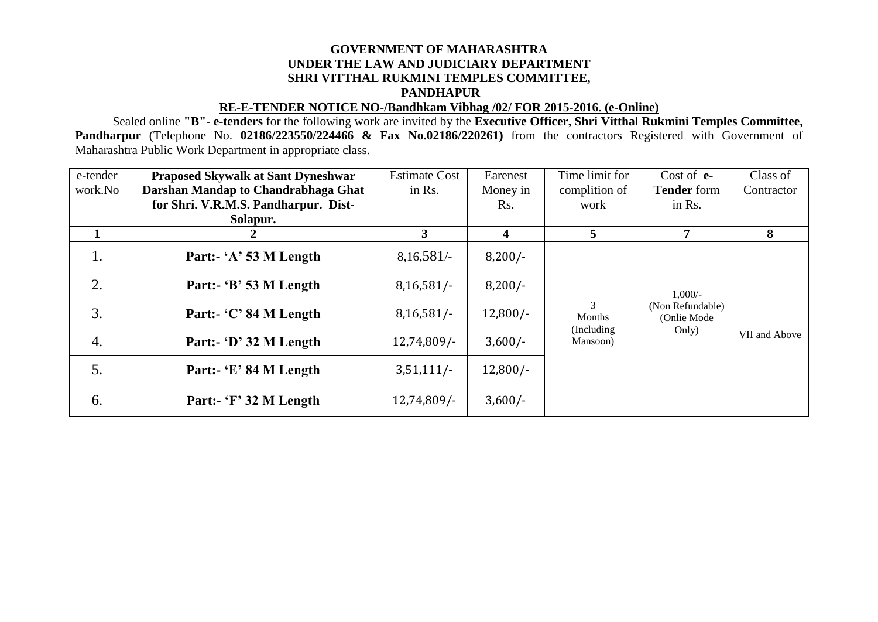**GOVERNMENT OF MAHARASHTRA**
**UNDER THE LAW AND JUDICIARY DEPARTMENT**
**SHRI VITTHAL RUKMINI TEMPLES COMMITTEE,**
**PANDHAPUR**

**RE-E-TENDER NOTICE NO-/Bandhkam Vibhag /02/ FOR 2015-2016. (e-Online)**

Sealed online **"B"- e-tenders** for the following work are invited by the **Executive Officer, Shri Vitthal Rukmini Temples Committee, Pandharpur** (Telephone No. **02186/223550/224466 & Fax No.02186/220261)** from the contractors Registered with Government of Maharashtra Public Work Department in appropriate class.

| e-tender work.No | **Praposed Skywalk at Sant Dyneshwar Darshan Mandap to Chandrabhaga Ghat for Shri. V.R.M.S. Pandharpur. Dist-Solapur.** | Estimate Cost in Rs. | Earenest Money in Rs. | Time limit for complition of work | Cost of **e-Tender** form in Rs. | Class of Contractor |
|---|---|---|---|---|---|---|
| **1** | **2** | **3** | **4** | **5** | **7** | **8** |
| 1. | **Part:- 'A' 53 M Length** | 8,16,581/- | 8,200/- | 3 Months (Including Mansoon) | 1,000/- (Non Refundable) (Onlie Mode Only) | VII and Above |
| 2. | **Part:- 'B' 53 M Length** | 8,16,581/- | 8,200/- | | | |
| 3. | **Part:- 'C' 84 M Length** | 8,16,581/- | 12,800/- | | | |
| 4. | **Part:- 'D' 32 M Length** | 12,74,809/- | 3,600/- | | | |
| 5. | **Part:- 'E' 84 M Length** | 3,51,111/- | 12,800/- | | | |
| 6. | **Part:- 'F' 32 M Length** | 12,74,809/- | 3,600/- | | | |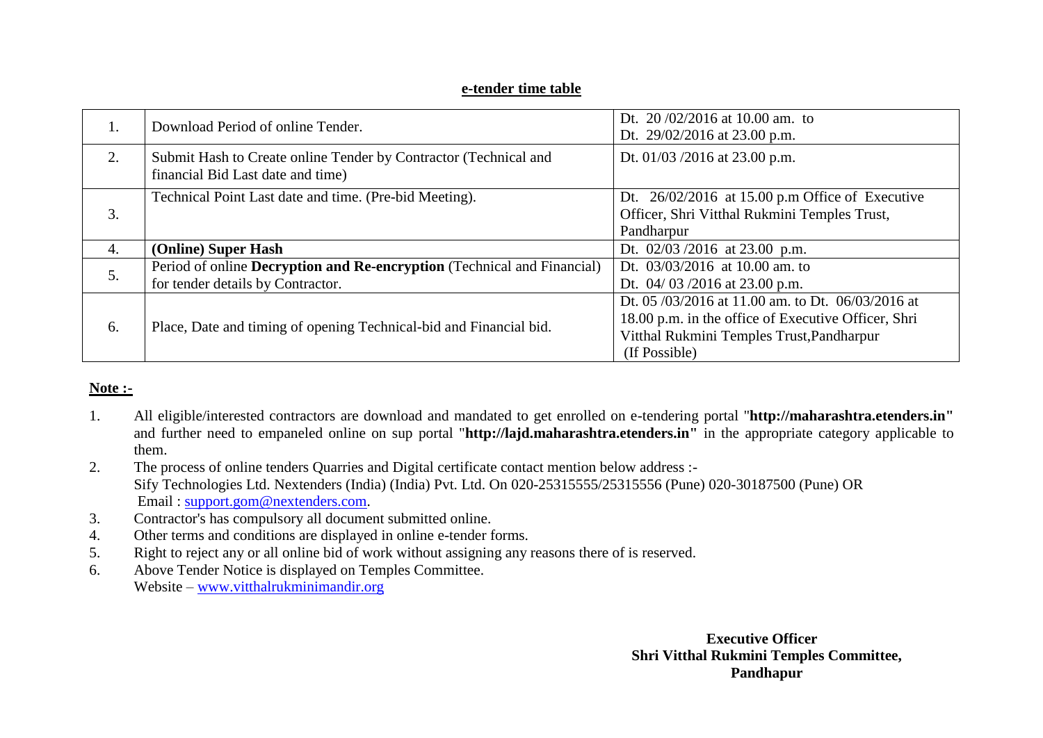## e-tender time table

| | | |
|---|---|---|
| 1. | Download Period of online Tender. | Dt. 20 /02/2016 at 10.00 am. to Dt. 29/02/2016 at 23.00 p.m. |
| 2. | Submit Hash to Create online Tender by Contractor (Technical and financial Bid Last date and time) | Dt. 01/03 /2016 at 23.00 p.m. |
| 3. | Technical Point Last date and time. (Pre-bid Meeting). | Dt. 26/02/2016 at 15.00 p.m Office of Executive Officer, Shri Vitthal Rukmini Temples Trust, Pandharpur |
| 4. | **(Online) Super Hash** | Dt. 02/03 /2016 at 23.00 p.m. |
| 5. | Period of online **Decryption and Re-encryption** (Technical and Financial) for tender details by Contractor. | Dt. 03/03/2016 at 10.00 am. to Dt. 04/ 03 /2016 at 23.00 p.m. |
| 6. | Place, Date and timing of opening Technical-bid and Financial bid. | Dt. 05 /03/2016 at 11.00 am. to Dt. 06/03/2016 at 18.00 p.m. in the office of Executive Officer, Shri Vitthal Rukmini Temples Trust,Pandharpur (If Possible) |

**Note :-**

1. All eligible/interested contractors are download and mandated to get enrolled on e-tendering portal "**http://maharashtra.etenders.in"** and further need to empaneled online on sup portal "**http://lajd.maharashtra.etenders.in"** in the appropriate category applicable to them.
2. The process of online tenders Quarries and Digital certificate contact mention below address :-
   Sify Technologies Ltd. Nextenders (India) (India) Pvt. Ltd. On 020-25315555/25315556 (Pune) 020-30187500 (Pune) OR
   Email : support.gom@nextenders.com.
3. Contractor's has compulsory all document submitted online.
4. Other terms and conditions are displayed in online e-tender forms.
5. Right to reject any or all online bid of work without assigning any reasons there of is reserved.
6. Above Tender Notice is displayed on Temples Committee.
   Website – www.vitthalrukminimandir.org

**Executive Officer**
**Shri Vitthal Rukmini Temples Committee,**
**Pandhapur**